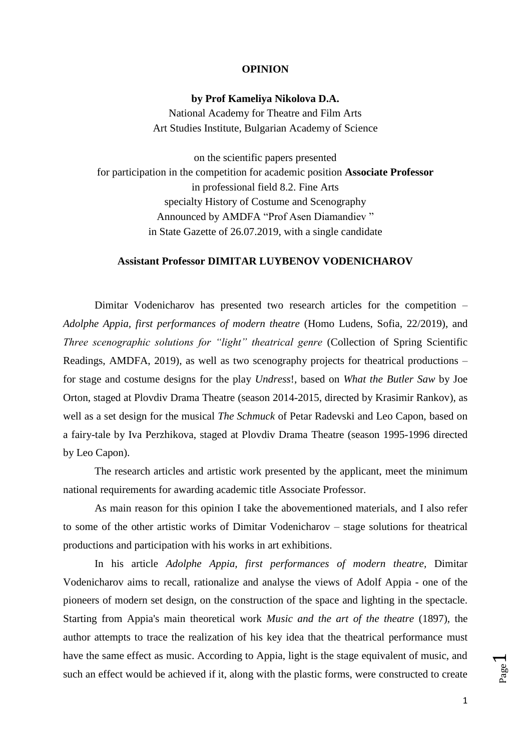# OPINION

**by Prof Kameliya Nikolova D.A.**

National Academy for Theatre and Film Arts
Art Studies Institute, Bulgarian Academy of Science

on the scientific papers presented
for participation in the competition for academic position **Associate Professor**
in professional field 8.2. Fine Arts
specialty History of Costume and Scenography
Announced by AMDFA "Prof Asen Diamandiev "
in State Gazette of 26.07.2019, with a single candidate

**Assistant Professor DIMITAR LUYBENOV VODENICHAROV**

Dimitar Vodenicharov has presented two research articles for the competition – *Adolphe Appia, first performances of modern theatre* (Homo Ludens, Sofia, 22/2019), and *Three scenographic solutions for "light" theatrical genre* (Collection of Spring Scientific Readings, AMDFA, 2019), as well as two scenography projects for theatrical productions – for stage and costume designs for the play *Undress*!, based on *What the Butler Saw* by Joe Orton, staged at Plovdiv Drama Theatre (season 2014-2015, directed by Krasimir Rankov), as well as a set design for the musical *The Schmuck* of Petar Radevski and Leo Capon, based on a fairy-tale by Iva Perzhikova, staged at Plovdiv Drama Theatre (season 1995-1996 directed by Leo Capon).

The research articles and artistic work presented by the applicant, meet the minimum national requirements for awarding academic title Associate Professor.

As main reason for this opinion I take the abovementioned materials, and I also refer to some of the other artistic works of Dimitar Vodenicharov – stage solutions for theatrical productions and participation with his works in art exhibitions.

In his article *Adolphe Appia, first performances of modern theatre,* Dimitar Vodenicharov aims to recall, rationalize and analyse the views of Adolf Appia - one of the pioneers of modern set design, on the construction of the space and lighting in the spectacle. Starting from Appia's main theoretical work *Music and the art of the theatre* (1897), the author attempts to trace the realization of his key idea that the theatrical performance must have the same effect as music. According to Appia, light is the stage equivalent of music, and such an effect would be achieved if it, along with the plastic forms, were constructed to create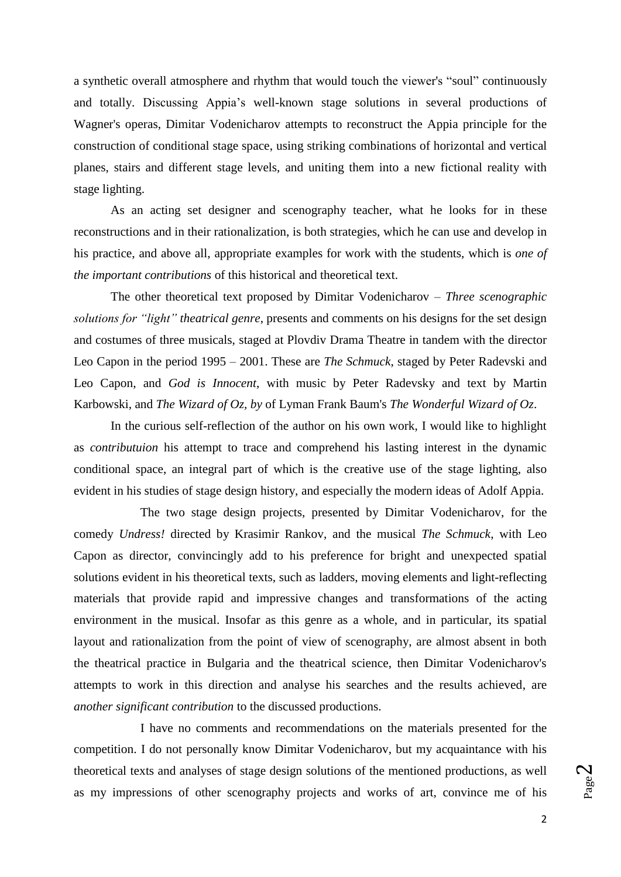a synthetic overall atmosphere and rhythm that would touch the viewer's "soul" continuously and totally. Discussing Appia's well-known stage solutions in several productions of Wagner's operas, Dimitar Vodenicharov attempts to reconstruct the Appia principle for the construction of conditional stage space, using striking combinations of horizontal and vertical planes, stairs and different stage levels, and uniting them into a new fictional reality with stage lighting.

As an acting set designer and scenography teacher, what he looks for in these reconstructions and in their rationalization, is both strategies, which he can use and develop in his practice, and above all, appropriate examples for work with the students, which is *one of the important contributions* of this historical and theoretical text.

The other theoretical text proposed by Dimitar Vodenicharov – *Three scenographic solutions for "light" theatrical genre*, presents and comments on his designs for the set design and costumes of three musicals, staged at Plovdiv Drama Theatre in tandem with the director Leo Capon in the period 1995 – 2001. These are *The Schmuck*, staged by Peter Radevski and Leo Capon, and *God is Innocent*, with music by Peter Radevsky and text by Martin Karbowski, and *The Wizard of Oz, by* of Lyman Frank Baum's *The Wonderful Wizard of Oz*.

In the curious self-reflection of the author on his own work, I would like to highlight as *contributuion* his attempt to trace and comprehend his lasting interest in the dynamic conditional space, an integral part of which is the creative use of the stage lighting, also evident in his studies of stage design history, and especially the modern ideas of Adolf Appia.

The two stage design projects, presented by Dimitar Vodenicharov, for the comedy *Undress!* directed by Krasimir Rankov, and the musical *The Schmuck*, with Leo Capon as director, convincingly add to his preference for bright and unexpected spatial solutions evident in his theoretical texts, such as ladders, moving elements and light-reflecting materials that provide rapid and impressive changes and transformations of the acting environment in the musical. Insofar as this genre as a whole, and in particular, its spatial layout and rationalization from the point of view of scenography, are almost absent in both the theatrical practice in Bulgaria and the theatrical science, then Dimitar Vodenicharov's attempts to work in this direction and analyse his searches and the results achieved, are *another significant contribution* to the discussed productions.

I have no comments and recommendations on the materials presented for the competition. I do not personally know Dimitar Vodenicharov, but my acquaintance with his theoretical texts and analyses of stage design solutions of the mentioned productions, as well as my impressions of other scenography projects and works of art, convince me of his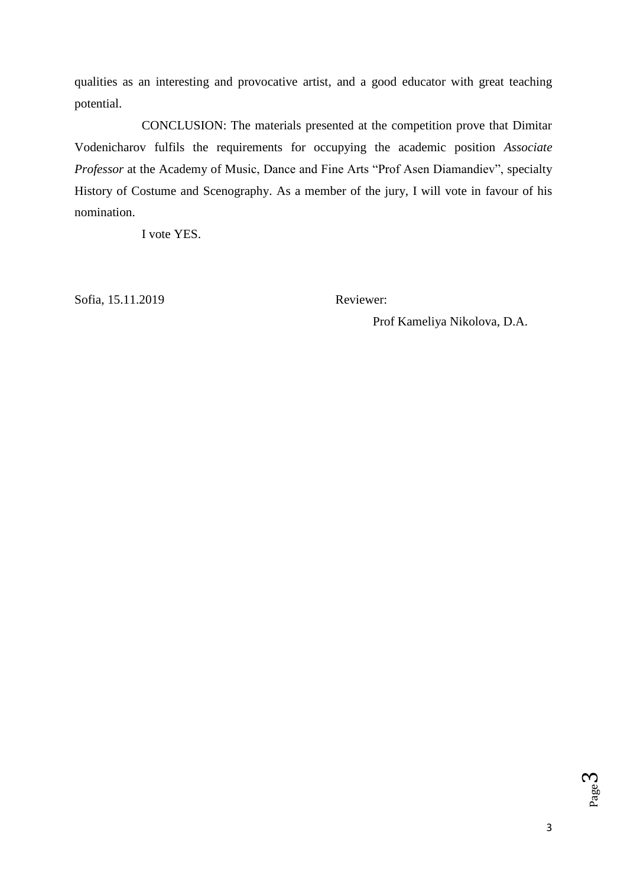qualities as an interesting and provocative artist, and a good educator with great teaching potential.

CONCLUSION: The materials presented at the competition prove that Dimitar Vodenicharov fulfils the requirements for occupying the academic position *Associate Professor* at the Academy of Music, Dance and Fine Arts “Prof Asen Diamandiev”, specialty History of Costume and Scenography. As a member of the jury, I will vote in favour of his nomination.

I vote YES.

Sofia, 15.11.2019

Reviewer:

Prof Kameliya Nikolova, D.A.